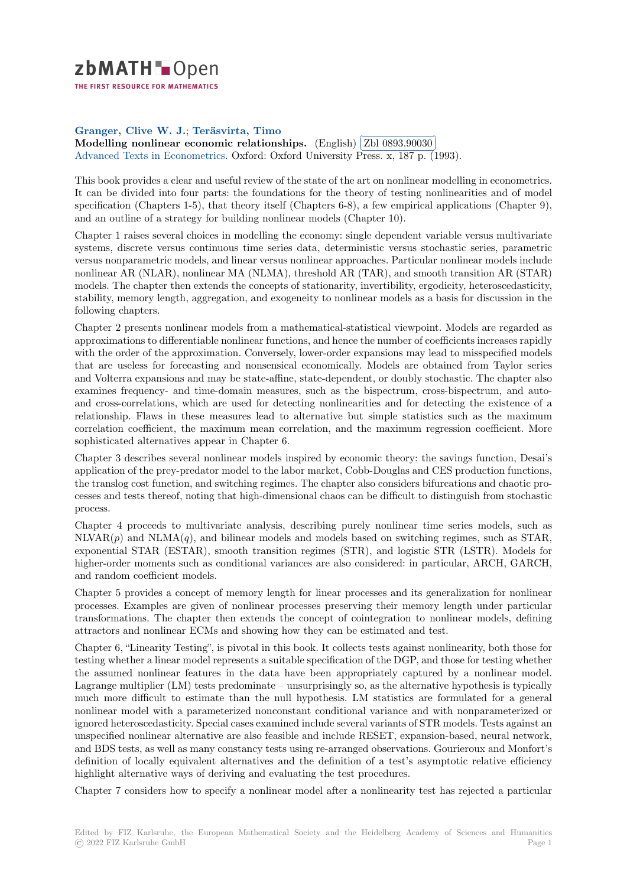**Granger, Clive W. J.; Teräsvirta, Timo**

**Modelling nonlinear economic relationships.** (English) Zbl 0893.90030

Advanced Texts in Econometrics. Oxford: Oxford University Press. x, 187 p. (1993).

This book provides a clear and useful review of the state of the art on nonlinear modelling in econometrics. It can be divided into four parts: the foundations for the theory of testing nonlinearities and of model specification (Chapters 1-5), that theory itself (Chapters 6-8), a few empirical applications (Chapter 9), and an outline of a strategy for building nonlinear models (Chapter 10).

Chapter 1 raises several choices in modelling the economy: single dependent variable versus multivariate systems, discrete versus continuous time series data, deterministic versus stochastic series, parametric versus nonparametric models, and linear versus nonlinear approaches. Particular nonlinear models include nonlinear AR (NLAR), nonlinear MA (NLMA), threshold AR (TAR), and smooth transition AR (STAR) models. The chapter then extends the concepts of stationarity, invertibility, ergodicity, heteroscedasticity, stability, memory length, aggregation, and exogeneity to nonlinear models as a basis for discussion in the following chapters.

Chapter 2 presents nonlinear models from a mathematical-statistical viewpoint. Models are regarded as approximations to differentiable nonlinear functions, and hence the number of coefficients increases rapidly with the order of the approximation. Conversely, lower-order expansions may lead to misspecified models that are useless for forecasting and nonsensical economically. Models are obtained from Taylor series and Volterra expansions and may be state-affine, state-dependent, or doubly stochastic. The chapter also examines frequency- and time-domain measures, such as the bispectrum, cross-bispectrum, and auto- and cross-correlations, which are used for detecting nonlinearities and for detecting the existence of a relationship. Flaws in these measures lead to alternative but simple statistics such as the maximum correlation coefficient, the maximum mean correlation, and the maximum regression coefficient. More sophisticated alternatives appear in Chapter 6.

Chapter 3 describes several nonlinear models inspired by economic theory: the savings function, Desai's application of the prey-predator model to the labor market, Cobb-Douglas and CES production functions, the translog cost function, and switching regimes. The chapter also considers bifurcations and chaotic processes and tests thereof, noting that high-dimensional chaos can be difficult to distinguish from stochastic process.

Chapter 4 proceeds to multivariate analysis, describing purely nonlinear time series models, such as NLVAR($p$) and NLMA($q$), and bilinear models and models based on switching regimes, such as STAR, exponential STAR (ESTAR), smooth transition regimes (STR), and logistic STR (LSTR). Models for higher-order moments such as conditional variances are also considered: in particular, ARCH, GARCH, and random coefficient models.

Chapter 5 provides a concept of memory length for linear processes and its generalization for nonlinear processes. Examples are given of nonlinear processes preserving their memory length under particular transformations. The chapter then extends the concept of cointegration to nonlinear models, defining attractors and nonlinear ECMs and showing how they can be estimated and test.

Chapter 6, "Linearity Testing", is pivotal in this book. It collects tests against nonlinearity, both those for testing whether a linear model represents a suitable specification of the DGP, and those for testing whether the assumed nonlinear features in the data have been appropriately captured by a nonlinear model. Lagrange multiplier (LM) tests predominate – unsurprisingly so, as the alternative hypothesis is typically much more difficult to estimate than the null hypothesis. LM statistics are formulated for a general nonlinear model with a parameterized nonconstant conditional variance and with nonparameterized or ignored heteroscedasticity. Special cases examined include several variants of STR models. Tests against an unspecified nonlinear alternative are also feasible and include RESET, expansion-based, neural network, and BDS tests, as well as many constancy tests using re-arranged observations. Gourieroux and Monfort's definition of locally equivalent alternatives and the definition of a test's asymptotic relative efficiency highlight alternative ways of deriving and evaluating the test procedures.

Chapter 7 considers how to specify a nonlinear model after a nonlinearity test has rejected a particular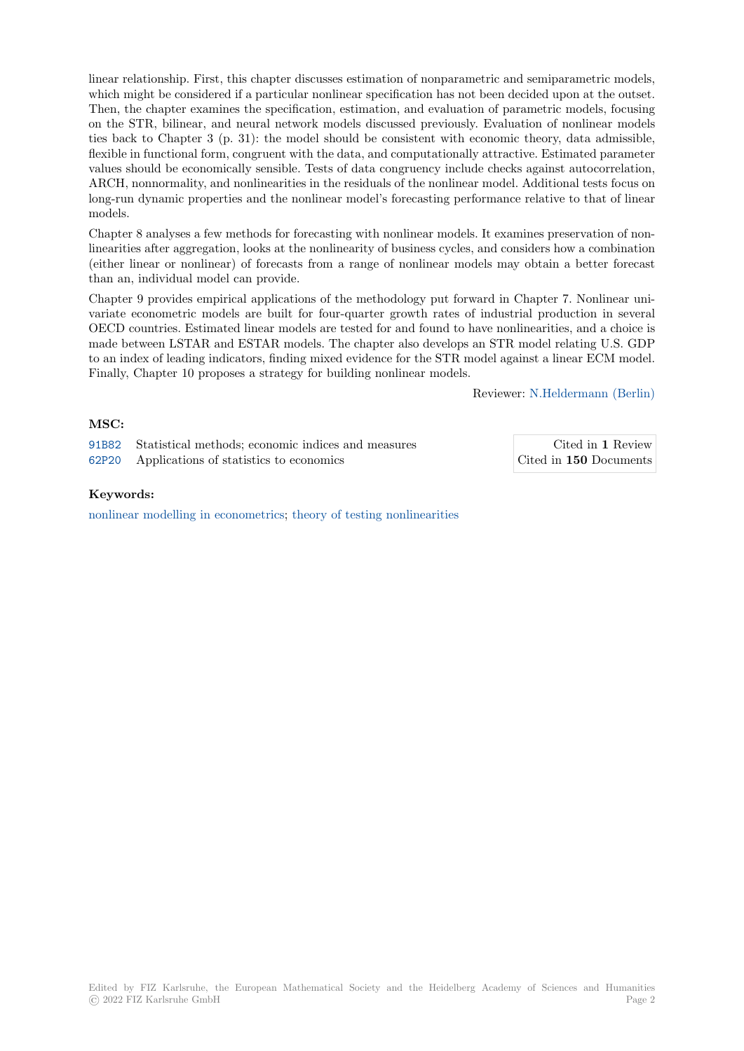linear relationship. First, this chapter discusses estimation of nonparametric and semiparametric models, which might be considered if a particular nonlinear specification has not been decided upon at the outset. Then, the chapter examines the specification, estimation, and evaluation of parametric models, focusing on the STR, bilinear, and neural network models discussed previously. Evaluation of nonlinear models ties back to Chapter 3 (p. 31): the model should be consistent with economic theory, data admissible, flexible in functional form, congruent with the data, and computationally attractive. Estimated parameter values should be economically sensible. Tests of data congruency include checks against autocorrelation, ARCH, nonnormality, and nonlinearities in the residuals of the nonlinear model. Additional tests focus on long-run dynamic properties and the nonlinear model's forecasting performance relative to that of linear models.

Chapter 8 analyses a few methods for forecasting with nonlinear models. It examines preservation of nonlinearities after aggregation, looks at the nonlinearity of business cycles, and considers how a combination (either linear or nonlinear) of forecasts from a range of nonlinear models may obtain a better forecast than an, individual model can provide.

Chapter 9 provides empirical applications of the methodology put forward in Chapter 7. Nonlinear univariate econometric models are built for four-quarter growth rates of industrial production in several OECD countries. Estimated linear models are tested for and found to have nonlinearities, and a choice is made between LSTAR and ESTAR models. The chapter also develops an STR model relating U.S. GDP to an index of leading indicators, finding mixed evidence for the STR model against a linear ECM model. Finally, Chapter 10 proposes a strategy for building nonlinear models.

Reviewer: N.Heldermann (Berlin)

**MSC:**

| | | |
|---|---|---|
| 91B82 | Statistical methods; economic indices and measures | Cited in **1** Review |
| 62P20 | Applications of statistics to economics | Cited in **150** Documents |

**Keywords:**

nonlinear modelling in econometrics; theory of testing nonlinearities